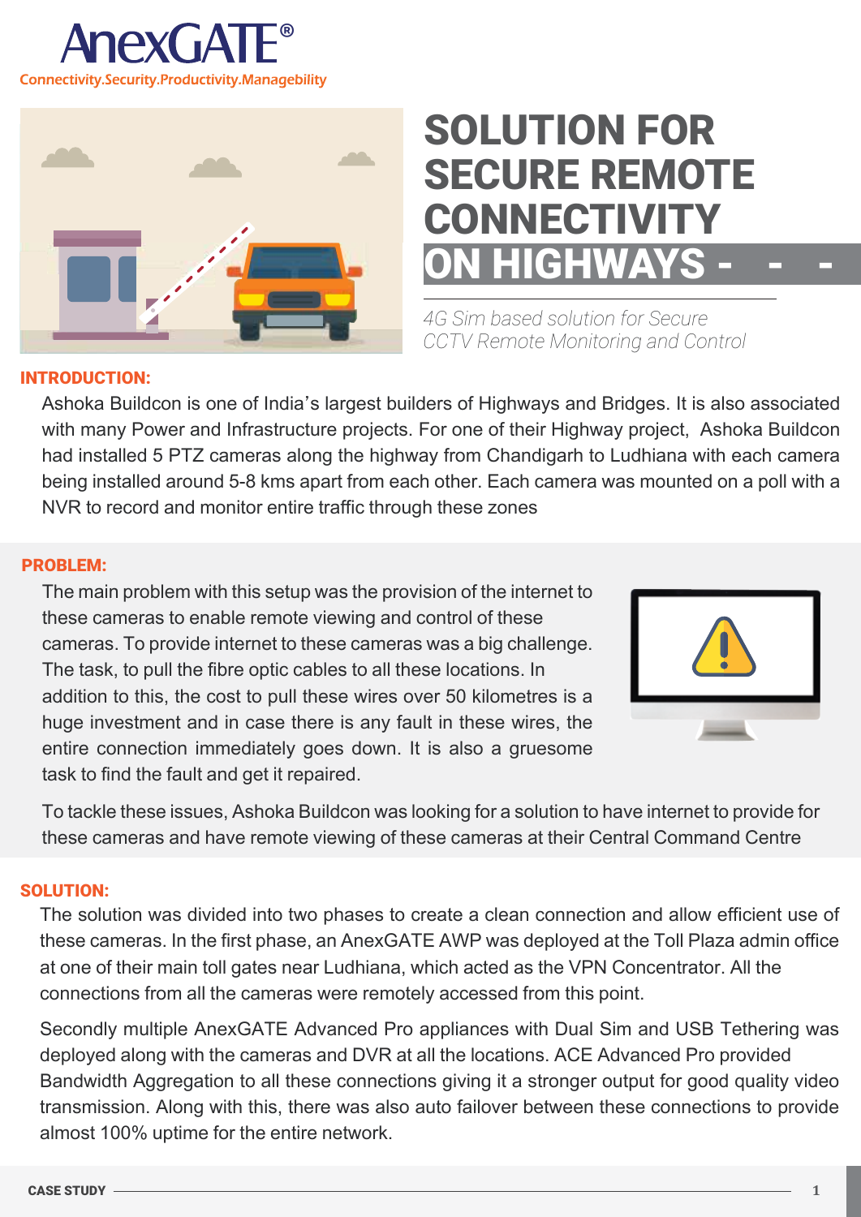AnexGATE®

Connectivity.Security.Productivity.Managebility

# SOLUTION FOR SECURE REMOTE CONNECTIVITY ON HIGHWAYS

*4G Sim based solution for Secure CCTV Remote Monitoring and Control*

## INTRODUCTION:

Ashoka Buildcon is one of India's largest builders of Highways and Bridges. It is also associated with many Power and Infrastructure projects. For one of their Highway project, Ashoka Buildcon had installed 5 PTZ cameras along the highway from Chandigarh to Ludhiana with each camera being installed around 5-8 kms apart from each other. Each camera was mounted on a poll with a NVR to record and monitor entire traffic through these zones

## PROBLEM:

The main problem with this setup was the provision of the internet to these cameras to enable remote viewing and control of these cameras. To provide internet to these cameras was a big challenge. The task, to pull the fibre optic cables to all these locations. In addition to this, the cost to pull these wires over 50 kilometres is a huge investment and in case there is any fault in these wires, the entire connection immediately goes down. It is also a gruesome task to find the fault and get it repaired.

To tackle these issues, Ashoka Buildcon was looking for a solution to have internet to provide for these cameras and have remote viewing of these cameras at their Central Command Centre

## SOLUTION:

The solution was divided into two phases to create a clean connection and allow efficient use of these cameras. In the first phase, an AnexGATE AWP was deployed at the Toll Plaza admin office at one of their main toll gates near Ludhiana, which acted as the VPN Concentrator. All the connections from all the cameras were remotely accessed from this point.

Secondly multiple AnexGATE Advanced Pro appliances with Dual Sim and USB Tethering was deployed along with the cameras and DVR at all the locations. ACE Advanced Pro provided Bandwidth Aggregation to all these connections giving it a stronger output for good quality video transmission. Along with this, there was also auto failover between these connections to provide almost 100% uptime for the entire network.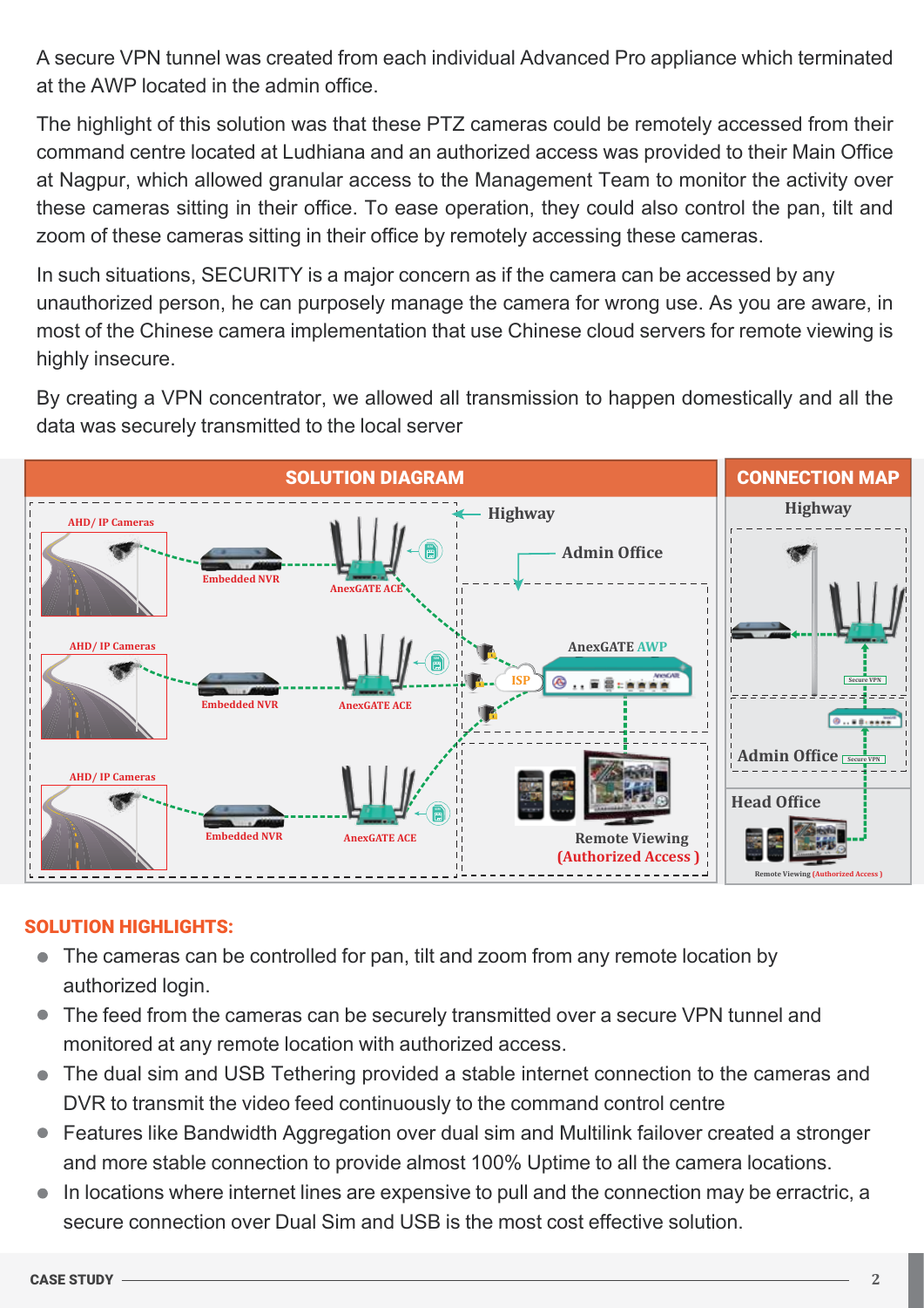A secure VPN tunnel was created from each individual Advanced Pro appliance which terminated at the AWP located in the admin office.

The highlight of this solution was that these PTZ cameras could be remotely accessed from their command centre located at Ludhiana and an authorized access was provided to their Main Office at Nagpur, which allowed granular access to the Management Team to monitor the activity over these cameras sitting in their office. To ease operation, they could also control the pan, tilt and zoom of these cameras sitting in their office by remotely accessing these cameras.

In such situations, SECURITY is a major concern as if the camera can be accessed by any unauthorized person, he can purposely manage the camera for wrong use. As you are aware, in most of the Chinese camera implementation that use Chinese cloud servers for remote viewing is highly insecure.

By creating a VPN concentrator, we allowed all transmission to happen domestically and all the data was securely transmitted to the local server

SOLUTION DIAGRAM

AHD/ IP Cameras
Embedded NVR
AnexGATE ACE
Highway
Admin Office
AnexGATE AWP
ISP
Remote Viewing
(Authorized Access )

CONNECTION MAP

Highway
Secure VPN
Admin Office
Head Office
Remote Viewing (Authorized Access )

## SOLUTION HIGHLIGHTS:

- The cameras can be controlled for pan, tilt and zoom from any remote location by authorized login.
- The feed from the cameras can be securely transmitted over a secure VPN tunnel and monitored at any remote location with authorized access.
- The dual sim and USB Tethering provided a stable internet connection to the cameras and DVR to transmit the video feed continuously to the command control centre
- Features like Bandwidth Aggregation over dual sim and Multilink failover created a stronger and more stable connection to provide almost 100% Uptime to all the camera locations.
- In locations where internet lines are expensive to pull and the connection may be erractric, a secure connection over Dual Sim and USB is the most cost effective solution.